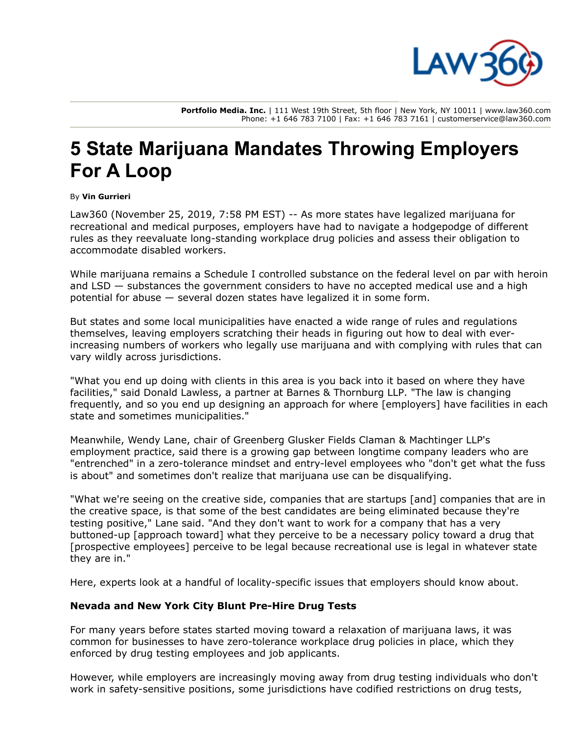# 5 State Marijuana Mandates Throwing Employers For A Loop

By **Vin Gurrieri**

Law360 (November 25, 2019, 7:58 PM EST) -- As more states have legalized marijuana for recreational and medical purposes, employers have had to navigate a hodgepodge of different rules as they reevaluate long-standing workplace drug policies and assess their obligation to accommodate disabled workers.

While marijuana remains a Schedule I controlled substance on the federal level on par with heroin and LSD — substances the government considers to have no accepted medical use and a high potential for abuse — several dozen states have legalized it in some form.

But states and some local municipalities have enacted a wide range of rules and regulations themselves, leaving employers scratching their heads in figuring out how to deal with ever-increasing numbers of workers who legally use marijuana and with complying with rules that can vary wildly across jurisdictions.

"What you end up doing with clients in this area is you back into it based on where they have facilities," said Donald Lawless, a partner at Barnes & Thornburg LLP. "The law is changing frequently, and so you end up designing an approach for where [employers] have facilities in each state and sometimes municipalities."

Meanwhile, Wendy Lane, chair of Greenberg Glusker Fields Claman & Machtinger LLP's employment practice, said there is a growing gap between longtime company leaders who are "entrenched" in a zero-tolerance mindset and entry-level employees who "don't get what the fuss is about" and sometimes don't realize that marijuana use can be disqualifying.

"What we're seeing on the creative side, companies that are startups [and] companies that are in the creative space, is that some of the best candidates are being eliminated because they're testing positive," Lane said. "And they don't want to work for a company that has a very buttoned-up [approach toward] what they perceive to be a necessary policy toward a drug that [prospective employees] perceive to be legal because recreational use is legal in whatever state they are in."

Here, experts look at a handful of locality-specific issues that employers should know about.

**Nevada and New York City Blunt Pre-Hire Drug Tests**

For many years before states started moving toward a relaxation of marijuana laws, it was common for businesses to have zero-tolerance workplace drug policies in place, which they enforced by drug testing employees and job applicants.

However, while employers are increasingly moving away from drug testing individuals who don't work in safety-sensitive positions, some jurisdictions have codified restrictions on drug tests,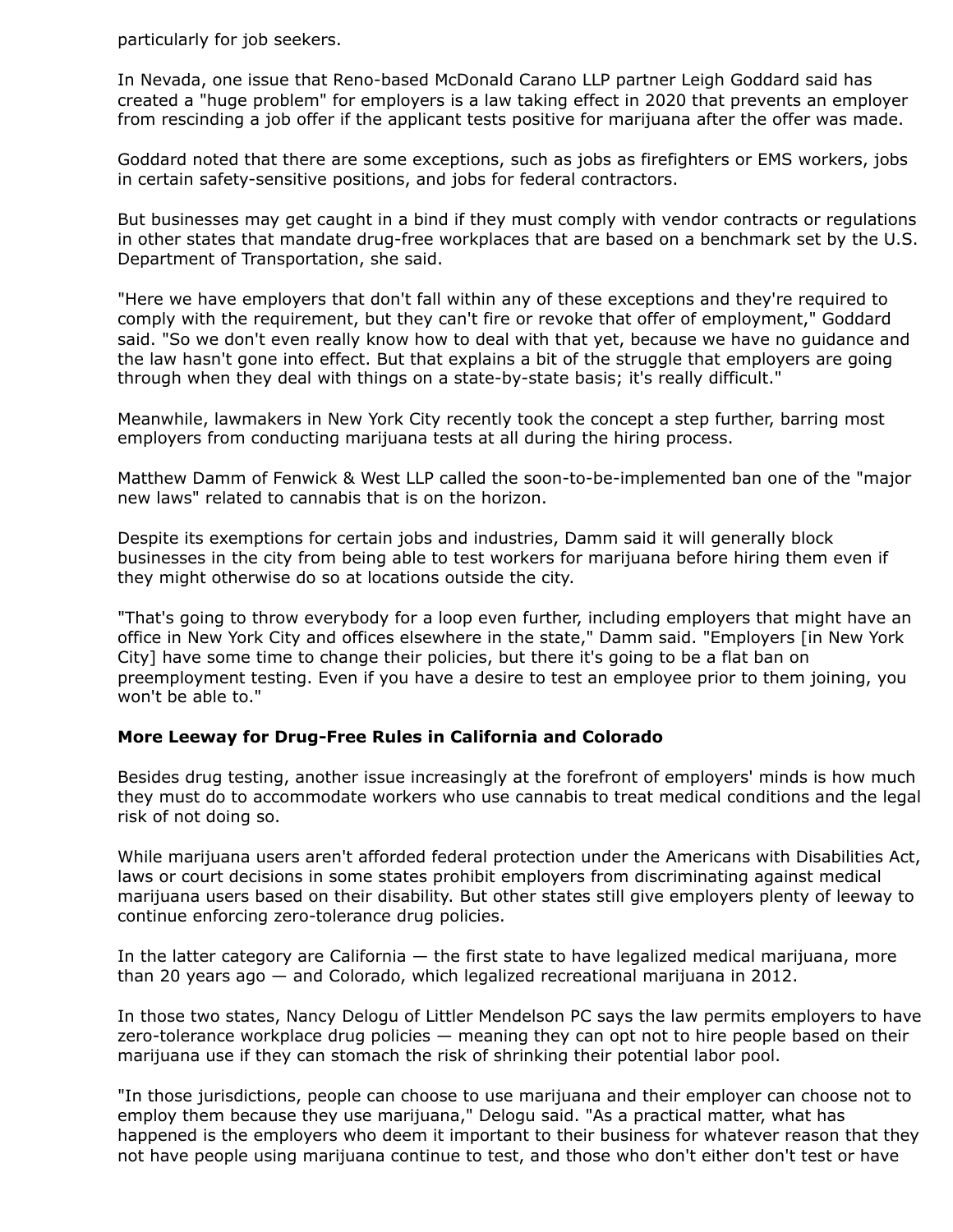particularly for job seekers.

In Nevada, one issue that Reno-based McDonald Carano LLP partner Leigh Goddard said has created a "huge problem" for employers is a law taking effect in 2020 that prevents an employer from rescinding a job offer if the applicant tests positive for marijuana after the offer was made.

Goddard noted that there are some exceptions, such as jobs as firefighters or EMS workers, jobs in certain safety-sensitive positions, and jobs for federal contractors.

But businesses may get caught in a bind if they must comply with vendor contracts or regulations in other states that mandate drug-free workplaces that are based on a benchmark set by the U.S. Department of Transportation, she said.

"Here we have employers that don't fall within any of these exceptions and they're required to comply with the requirement, but they can't fire or revoke that offer of employment," Goddard said. "So we don't even really know how to deal with that yet, because we have no guidance and the law hasn't gone into effect. But that explains a bit of the struggle that employers are going through when they deal with things on a state-by-state basis; it's really difficult."

Meanwhile, lawmakers in New York City recently took the concept a step further, barring most employers from conducting marijuana tests at all during the hiring process.

Matthew Damm of Fenwick & West LLP called the soon-to-be-implemented ban one of the "major new laws" related to cannabis that is on the horizon.

Despite its exemptions for certain jobs and industries, Damm said it will generally block businesses in the city from being able to test workers for marijuana before hiring them even if they might otherwise do so at locations outside the city.

"That's going to throw everybody for a loop even further, including employers that might have an office in New York City and offices elsewhere in the state," Damm said. "Employers [in New York City] have some time to change their policies, but there it's going to be a flat ban on preemployment testing. Even if you have a desire to test an employee prior to them joining, you won't be able to."

**More Leeway for Drug-Free Rules in California and Colorado**

Besides drug testing, another issue increasingly at the forefront of employers' minds is how much they must do to accommodate workers who use cannabis to treat medical conditions and the legal risk of not doing so.

While marijuana users aren't afforded federal protection under the Americans with Disabilities Act, laws or court decisions in some states prohibit employers from discriminating against medical marijuana users based on their disability. But other states still give employers plenty of leeway to continue enforcing zero-tolerance drug policies.

In the latter category are California — the first state to have legalized medical marijuana, more than 20 years ago — and Colorado, which legalized recreational marijuana in 2012.

In those two states, Nancy Delogu of Littler Mendelson PC says the law permits employers to have zero-tolerance workplace drug policies — meaning they can opt not to hire people based on their marijuana use if they can stomach the risk of shrinking their potential labor pool.

"In those jurisdictions, people can choose to use marijuana and their employer can choose not to employ them because they use marijuana," Delogu said. "As a practical matter, what has happened is the employers who deem it important to their business for whatever reason that they not have people using marijuana continue to test, and those who don't either don't test or have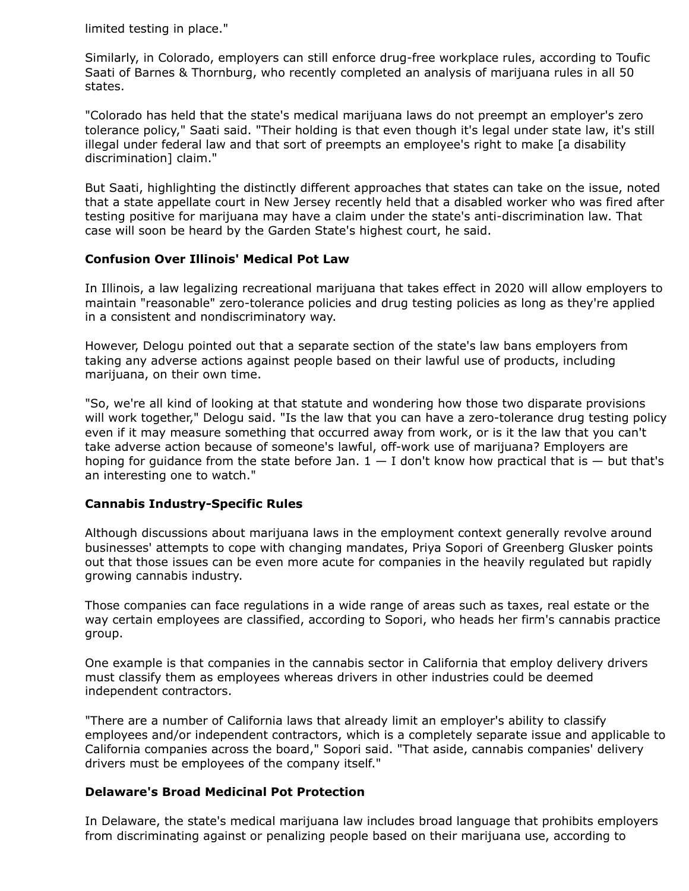limited testing in place."

Similarly, in Colorado, employers can still enforce drug-free workplace rules, according to Toufic Saati of Barnes & Thornburg, who recently completed an analysis of marijuana rules in all 50 states.

"Colorado has held that the state's medical marijuana laws do not preempt an employer's zero tolerance policy," Saati said. "Their holding is that even though it's legal under state law, it's still illegal under federal law and that sort of preempts an employee's right to make [a disability discrimination] claim."

But Saati, highlighting the distinctly different approaches that states can take on the issue, noted that a state appellate court in New Jersey recently held that a disabled worker who was fired after testing positive for marijuana may have a claim under the state's anti-discrimination law. That case will soon be heard by the Garden State's highest court, he said.

**Confusion Over Illinois' Medical Pot Law**

In Illinois, a law legalizing recreational marijuana that takes effect in 2020 will allow employers to maintain "reasonable" zero-tolerance policies and drug testing policies as long as they're applied in a consistent and nondiscriminatory way.

However, Delogu pointed out that a separate section of the state's law bans employers from taking any adverse actions against people based on their lawful use of products, including marijuana, on their own time.

"So, we're all kind of looking at that statute and wondering how those two disparate provisions will work together," Delogu said. "Is the law that you can have a zero-tolerance drug testing policy even if it may measure something that occurred away from work, or is it the law that you can't take adverse action because of someone's lawful, off-work use of marijuana? Employers are hoping for guidance from the state before Jan. 1 — I don't know how practical that is — but that's an interesting one to watch."

**Cannabis Industry-Specific Rules**

Although discussions about marijuana laws in the employment context generally revolve around businesses' attempts to cope with changing mandates, Priya Sopori of Greenberg Glusker points out that those issues can be even more acute for companies in the heavily regulated but rapidly growing cannabis industry.

Those companies can face regulations in a wide range of areas such as taxes, real estate or the way certain employees are classified, according to Sopori, who heads her firm's cannabis practice group.

One example is that companies in the cannabis sector in California that employ delivery drivers must classify them as employees whereas drivers in other industries could be deemed independent contractors.

"There are a number of California laws that already limit an employer's ability to classify employees and/or independent contractors, which is a completely separate issue and applicable to California companies across the board," Sopori said. "That aside, cannabis companies' delivery drivers must be employees of the company itself."

**Delaware's Broad Medicinal Pot Protection**

In Delaware, the state's medical marijuana law includes broad language that prohibits employers from discriminating against or penalizing people based on their marijuana use, according to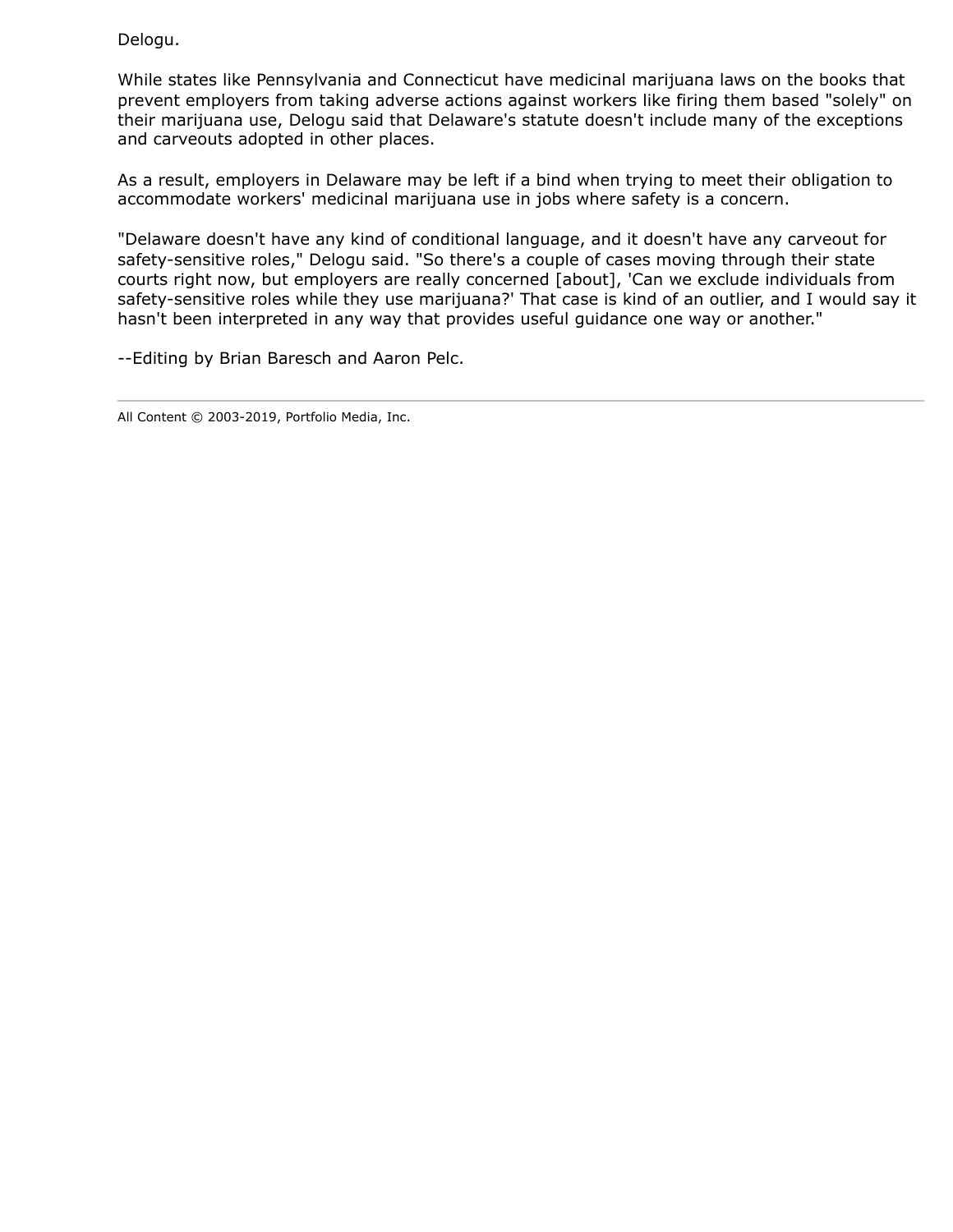Delogu.

While states like Pennsylvania and Connecticut have medicinal marijuana laws on the books that prevent employers from taking adverse actions against workers like firing them based "solely" on their marijuana use, Delogu said that Delaware's statute doesn't include many of the exceptions and carveouts adopted in other places.

As a result, employers in Delaware may be left if a bind when trying to meet their obligation to accommodate workers' medicinal marijuana use in jobs where safety is a concern.

"Delaware doesn't have any kind of conditional language, and it doesn't have any carveout for safety-sensitive roles," Delogu said. "So there's a couple of cases moving through their state courts right now, but employers are really concerned [about], 'Can we exclude individuals from safety-sensitive roles while they use marijuana?' That case is kind of an outlier, and I would say it hasn't been interpreted in any way that provides useful guidance one way or another."

--Editing by Brian Baresch and Aaron Pelc.

All Content © 2003-2019, Portfolio Media, Inc.